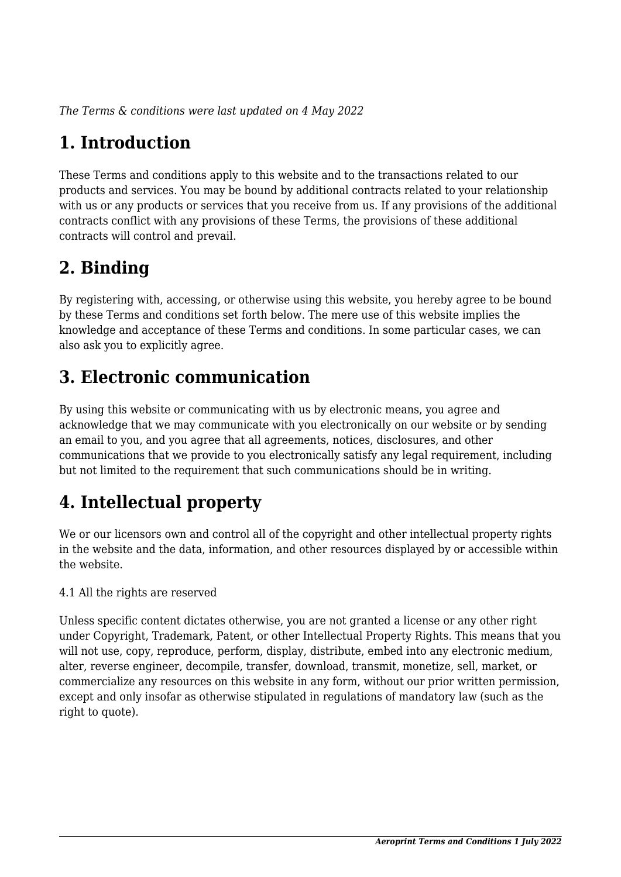*The Terms & conditions were last updated on 4 May 2022*

# 1. Introduction

These Terms and conditions apply to this website and to the transactions related to our products and services. You may be bound by additional contracts related to your relationship with us or any products or services that you receive from us. If any provisions of the additional contracts conflict with any provisions of these Terms, the provisions of these additional contracts will control and prevail.

# 2. Binding

By registering with, accessing, or otherwise using this website, you hereby agree to be bound by these Terms and conditions set forth below. The mere use of this website implies the knowledge and acceptance of these Terms and conditions. In some particular cases, we can also ask you to explicitly agree.

# 3. Electronic communication

By using this website or communicating with us by electronic means, you agree and acknowledge that we may communicate with you electronically on our website or by sending an email to you, and you agree that all agreements, notices, disclosures, and other communications that we provide to you electronically satisfy any legal requirement, including but not limited to the requirement that such communications should be in writing.

# 4. Intellectual property

We or our licensors own and control all of the copyright and other intellectual property rights in the website and the data, information, and other resources displayed by or accessible within the website.

4.1 All the rights are reserved

Unless specific content dictates otherwise, you are not granted a license or any other right under Copyright, Trademark, Patent, or other Intellectual Property Rights. This means that you will not use, copy, reproduce, perform, display, distribute, embed into any electronic medium, alter, reverse engineer, decompile, transfer, download, transmit, monetize, sell, market, or commercialize any resources on this website in any form, without our prior written permission, except and only insofar as otherwise stipulated in regulations of mandatory law (such as the right to quote).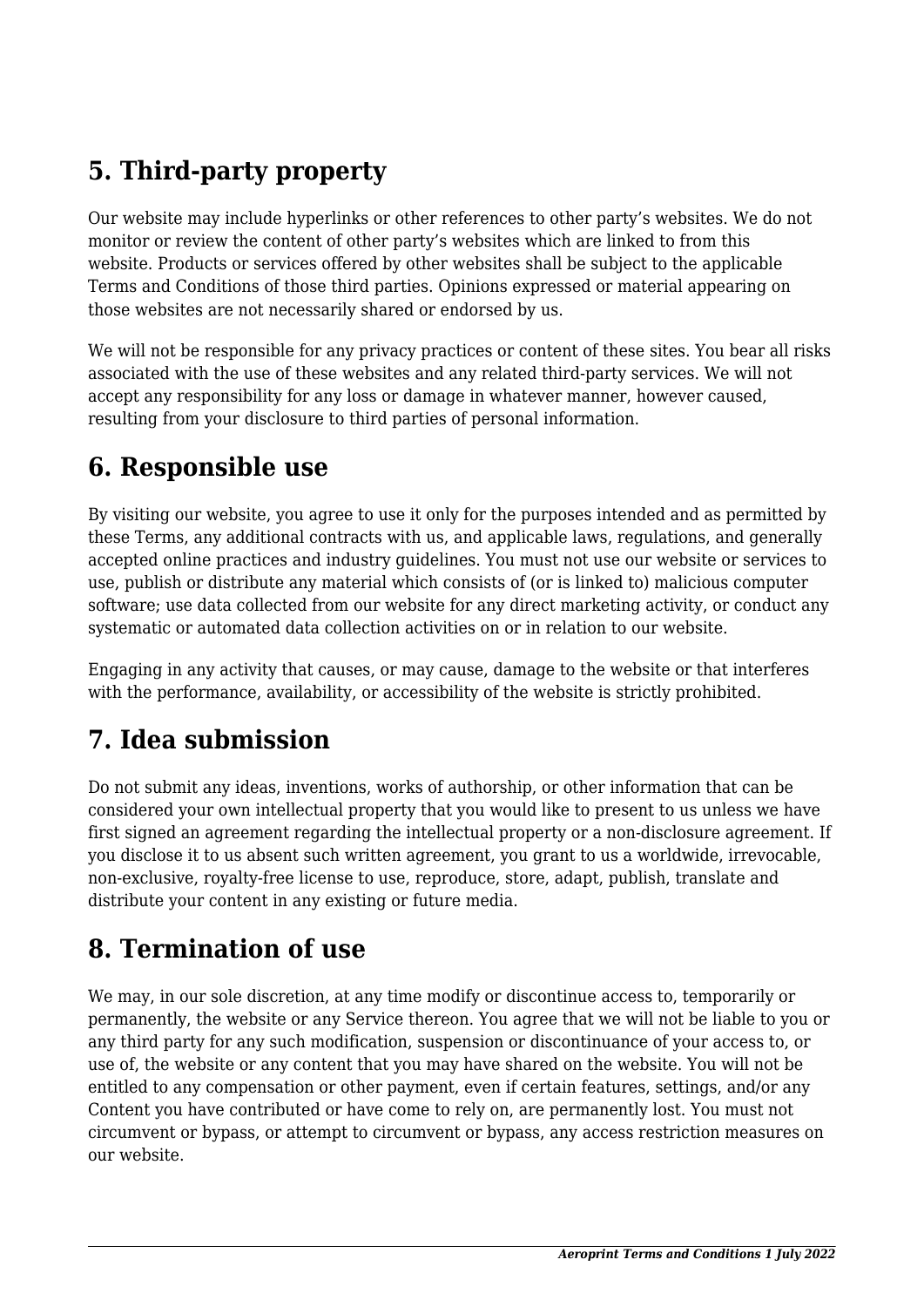## 5. Third-party property

Our website may include hyperlinks or other references to other party's websites. We do not monitor or review the content of other party's websites which are linked to from this website. Products or services offered by other websites shall be subject to the applicable Terms and Conditions of those third parties. Opinions expressed or material appearing on those websites are not necessarily shared or endorsed by us.

We will not be responsible for any privacy practices or content of these sites. You bear all risks associated with the use of these websites and any related third-party services. We will not accept any responsibility for any loss or damage in whatever manner, however caused, resulting from your disclosure to third parties of personal information.

## 6. Responsible use

By visiting our website, you agree to use it only for the purposes intended and as permitted by these Terms, any additional contracts with us, and applicable laws, regulations, and generally accepted online practices and industry guidelines. You must not use our website or services to use, publish or distribute any material which consists of (or is linked to) malicious computer software; use data collected from our website for any direct marketing activity, or conduct any systematic or automated data collection activities on or in relation to our website.

Engaging in any activity that causes, or may cause, damage to the website or that interferes with the performance, availability, or accessibility of the website is strictly prohibited.

## 7. Idea submission

Do not submit any ideas, inventions, works of authorship, or other information that can be considered your own intellectual property that you would like to present to us unless we have first signed an agreement regarding the intellectual property or a non-disclosure agreement. If you disclose it to us absent such written agreement, you grant to us a worldwide, irrevocable, non-exclusive, royalty-free license to use, reproduce, store, adapt, publish, translate and distribute your content in any existing or future media.

## 8. Termination of use

We may, in our sole discretion, at any time modify or discontinue access to, temporarily or permanently, the website or any Service thereon. You agree that we will not be liable to you or any third party for any such modification, suspension or discontinuance of your access to, or use of, the website or any content that you may have shared on the website. You will not be entitled to any compensation or other payment, even if certain features, settings, and/or any Content you have contributed or have come to rely on, are permanently lost. You must not circumvent or bypass, or attempt to circumvent or bypass, any access restriction measures on our website.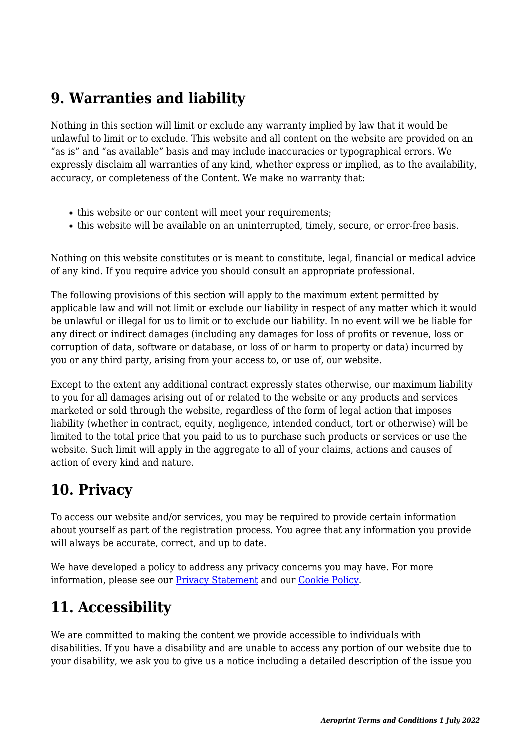## 9. Warranties and liability

Nothing in this section will limit or exclude any warranty implied by law that it would be unlawful to limit or to exclude. This website and all content on the website are provided on an "as is" and "as available" basis and may include inaccuracies or typographical errors. We expressly disclaim all warranties of any kind, whether express or implied, as to the availability, accuracy, or completeness of the Content. We make no warranty that:

- this website or our content will meet your requirements;
- this website will be available on an uninterrupted, timely, secure, or error-free basis.

Nothing on this website constitutes or is meant to constitute, legal, financial or medical advice of any kind. If you require advice you should consult an appropriate professional.

The following provisions of this section will apply to the maximum extent permitted by applicable law and will not limit or exclude our liability in respect of any matter which it would be unlawful or illegal for us to limit or to exclude our liability. In no event will we be liable for any direct or indirect damages (including any damages for loss of profits or revenue, loss or corruption of data, software or database, or loss of or harm to property or data) incurred by you or any third party, arising from your access to, or use of, our website.

Except to the extent any additional contract expressly states otherwise, our maximum liability to you for all damages arising out of or related to the website or any products and services marketed or sold through the website, regardless of the form of legal action that imposes liability (whether in contract, equity, negligence, intended conduct, tort or otherwise) will be limited to the total price that you paid to us to purchase such products or services or use the website. Such limit will apply in the aggregate to all of your claims, actions and causes of action of every kind and nature.

## 10. Privacy

To access our website and/or services, you may be required to provide certain information about yourself as part of the registration process. You agree that any information you provide will always be accurate, correct, and up to date.

We have developed a policy to address any privacy concerns you may have. For more information, please see our [Privacy Statement] and our [Cookie Policy].

## 11. Accessibility

We are committed to making the content we provide accessible to individuals with disabilities. If you have a disability and are unable to access any portion of our website due to your disability, we ask you to give us a notice including a detailed description of the issue you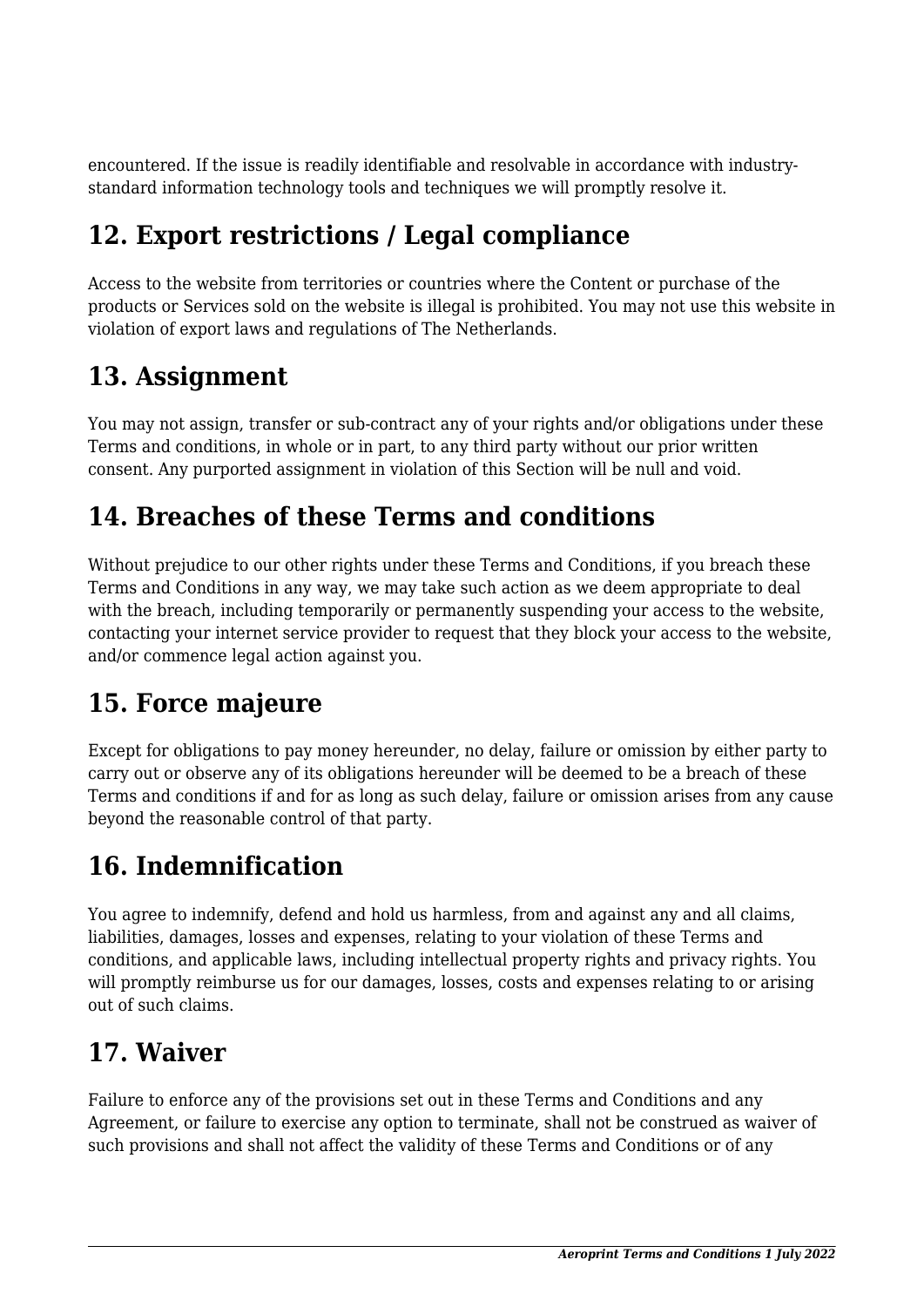encountered. If the issue is readily identifiable and resolvable in accordance with industry-standard information technology tools and techniques we will promptly resolve it.

## 12. Export restrictions / Legal compliance

Access to the website from territories or countries where the Content or purchase of the products or Services sold on the website is illegal is prohibited. You may not use this website in violation of export laws and regulations of The Netherlands.

## 13. Assignment

You may not assign, transfer or sub-contract any of your rights and/or obligations under these Terms and conditions, in whole or in part, to any third party without our prior written consent. Any purported assignment in violation of this Section will be null and void.

## 14. Breaches of these Terms and conditions

Without prejudice to our other rights under these Terms and Conditions, if you breach these Terms and Conditions in any way, we may take such action as we deem appropriate to deal with the breach, including temporarily or permanently suspending your access to the website, contacting your internet service provider to request that they block your access to the website, and/or commence legal action against you.

## 15. Force majeure

Except for obligations to pay money hereunder, no delay, failure or omission by either party to carry out or observe any of its obligations hereunder will be deemed to be a breach of these Terms and conditions if and for as long as such delay, failure or omission arises from any cause beyond the reasonable control of that party.

## 16. Indemnification

You agree to indemnify, defend and hold us harmless, from and against any and all claims, liabilities, damages, losses and expenses, relating to your violation of these Terms and conditions, and applicable laws, including intellectual property rights and privacy rights. You will promptly reimburse us for our damages, losses, costs and expenses relating to or arising out of such claims.

## 17. Waiver

Failure to enforce any of the provisions set out in these Terms and Conditions and any Agreement, or failure to exercise any option to terminate, shall not be construed as waiver of such provisions and shall not affect the validity of these Terms and Conditions or of any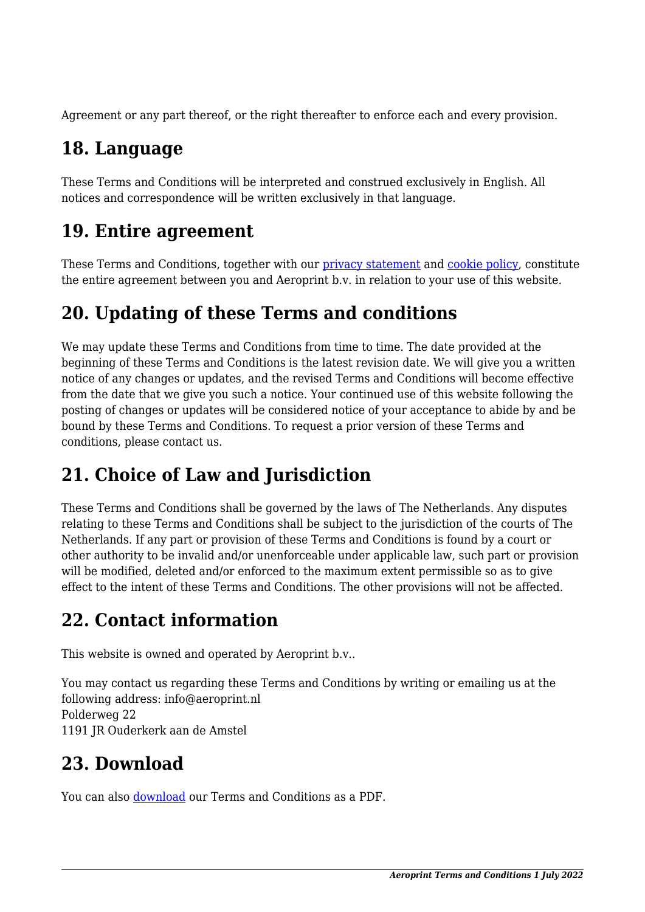Agreement or any part thereof, or the right thereafter to enforce each and every provision.

## 18. Language

These Terms and Conditions will be interpreted and construed exclusively in English. All notices and correspondence will be written exclusively in that language.

## 19. Entire agreement

These Terms and Conditions, together with our privacy statement and cookie policy, constitute the entire agreement between you and Aeroprint b.v. in relation to your use of this website.

## 20. Updating of these Terms and conditions

We may update these Terms and Conditions from time to time. The date provided at the beginning of these Terms and Conditions is the latest revision date. We will give you a written notice of any changes or updates, and the revised Terms and Conditions will become effective from the date that we give you such a notice. Your continued use of this website following the posting of changes or updates will be considered notice of your acceptance to abide by and be bound by these Terms and Conditions. To request a prior version of these Terms and conditions, please contact us.

## 21. Choice of Law and Jurisdiction

These Terms and Conditions shall be governed by the laws of The Netherlands. Any disputes relating to these Terms and Conditions shall be subject to the jurisdiction of the courts of The Netherlands. If any part or provision of these Terms and Conditions is found by a court or other authority to be invalid and/or unenforceable under applicable law, such part or provision will be modified, deleted and/or enforced to the maximum extent permissible so as to give effect to the intent of these Terms and Conditions. The other provisions will not be affected.

## 22. Contact information

This website is owned and operated by Aeroprint b.v..

You may contact us regarding these Terms and Conditions by writing or emailing us at the following address: info@aeroprint.nl
Polderweg 22
1191 JR Ouderkerk aan de Amstel

## 23. Download

You can also download our Terms and Conditions as a PDF.